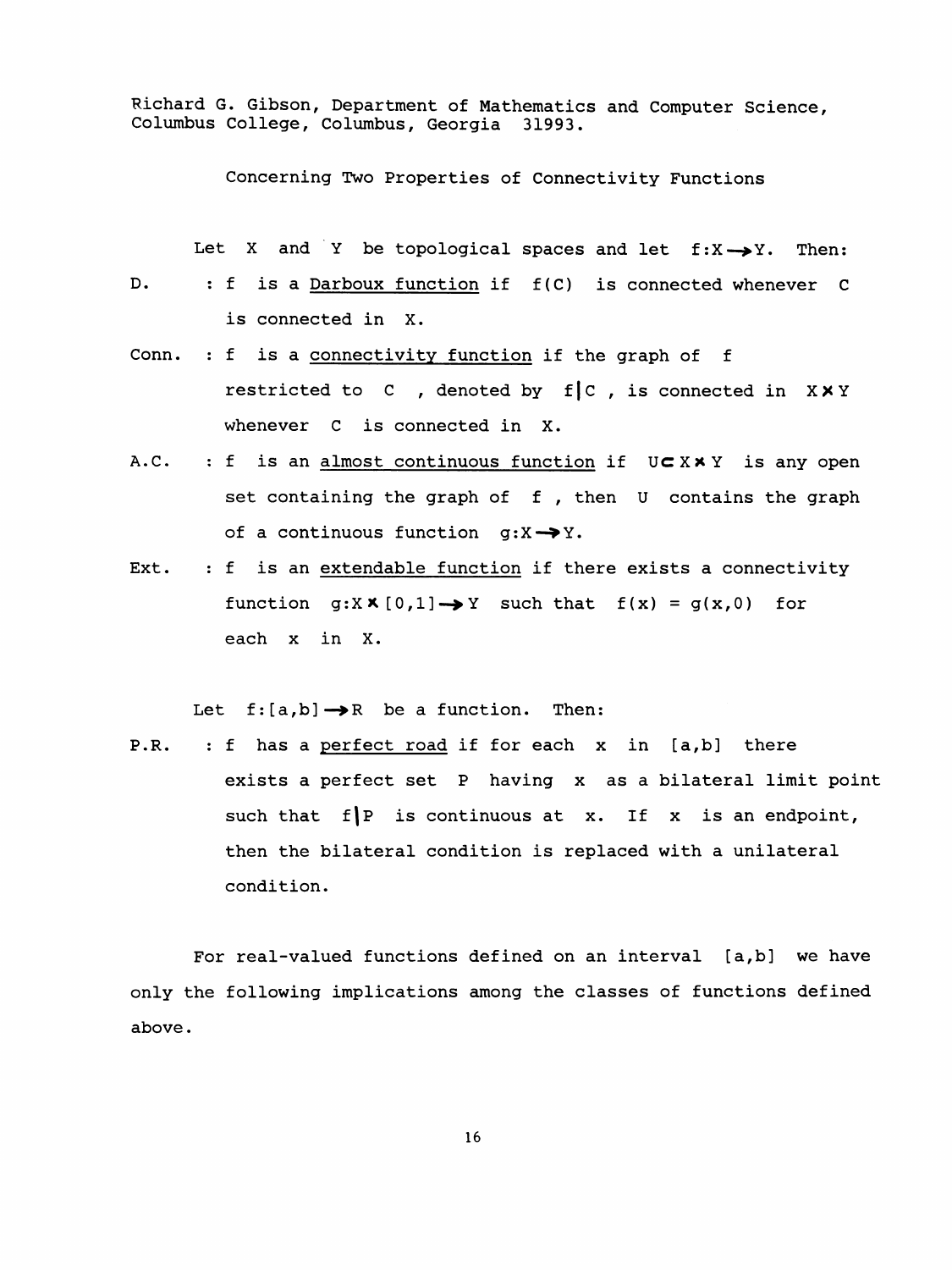Richard G. Gibson, Department of Mathematics and Computer Science, Columbus College, Columbus, Georgia 31993.

## Concerning Two Properties of Connectivity Functions

Let $X$ and $Y$ be topological spaces and let $f: X \to Y$. Then:

D. : $f$ is a <u>Darboux function</u> if $f(C)$ is connected whenever $C$ is connected in $X$.

Conn. : $f$ is a <u>connectivity function</u> if the graph of $f$ restricted to $C$, denoted by $f|C$, is connected in $X \times Y$ whenever $C$ is connected in $X$.

A.C. : $f$ is an <u>almost continuous function</u> if $U \subset X \times Y$ is any open set containing the graph of $f$, then $U$ contains the graph of a continuous function $g: X \to Y$.

Ext. : $f$ is an <u>extendable function</u> if there exists a connectivity function $g: X \times [0,1] \to Y$ such that $f(x) = g(x,0)$ for each $x$ in $X$.

Let $f: [a,b] \to R$ be a function. Then:

P.R. : $f$ has a <u>perfect road</u> if for each $x$ in $[a,b]$ there exists a perfect set $P$ having $x$ as a bilateral limit point such that $f|P$ is continuous at $x$. If $x$ is an endpoint, then the bilateral condition is replaced with a unilateral condition.

For real-valued functions defined on an interval $[a,b]$ we have only the following implications among the classes of functions defined above.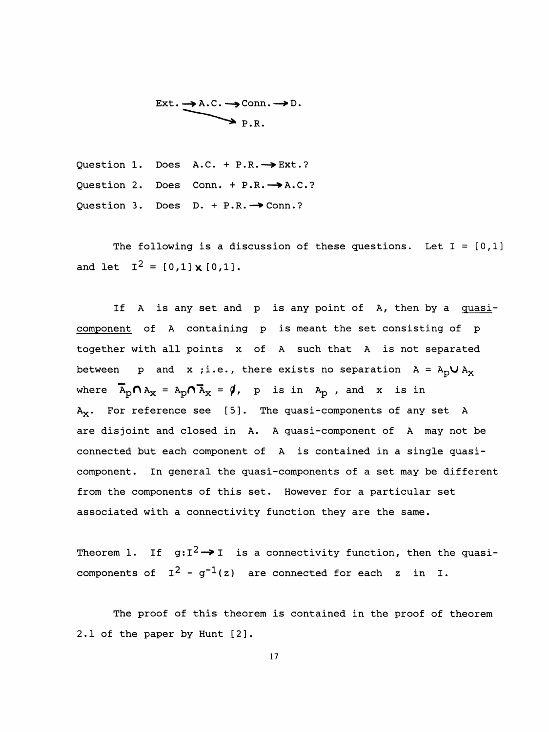$$\text{Ext.} \rightarrow \text{A.C.} \rightarrow \text{Conn.} \rightarrow \text{D.}$$

$$\text{Ext.} \rightarrow \text{P.R.}$$

Question 1. Does A.C. + P.R. $\rightarrow$ Ext.?

Question 2. Does Conn. + P.R. $\rightarrow$ A.C.?

Question 3. Does D. + P.R. $\rightarrow$ Conn.?

The following is a discussion of these questions. Let $I = [0,1]$ and let $I^2 = [0,1] \times [0,1]$.

If $A$ is any set and $p$ is any point of $A$, then by a <u>quasi-component</u> of $A$ containing $p$ is meant the set consisting of $p$ together with all points $x$ of $A$ such that $A$ is not separated between $p$ and $x$; i.e., there exists no separation $A = A_p \cup A_x$ where $\overline{A}_p \cap A_x = A_p \cap \overline{A}_x = \emptyset$, $p$ is in $A_p$, and $x$ is in $A_x$. For reference see [5]. The quasi-components of any set $A$ are disjoint and closed in $A$. A quasi-component of $A$ may not be connected but each component of $A$ is contained in a single quasi-component. In general the quasi-components of a set may be different from the components of this set. However for a particular set associated with a connectivity function they are the same.

Theorem 1. If $g: I^2 \rightarrow I$ is a connectivity function, then the quasi-components of $I^2 - g^{-1}(z)$ are connected for each $z$ in $I$.

The proof of this theorem is contained in the proof of theorem 2.1 of the paper by Hunt [2].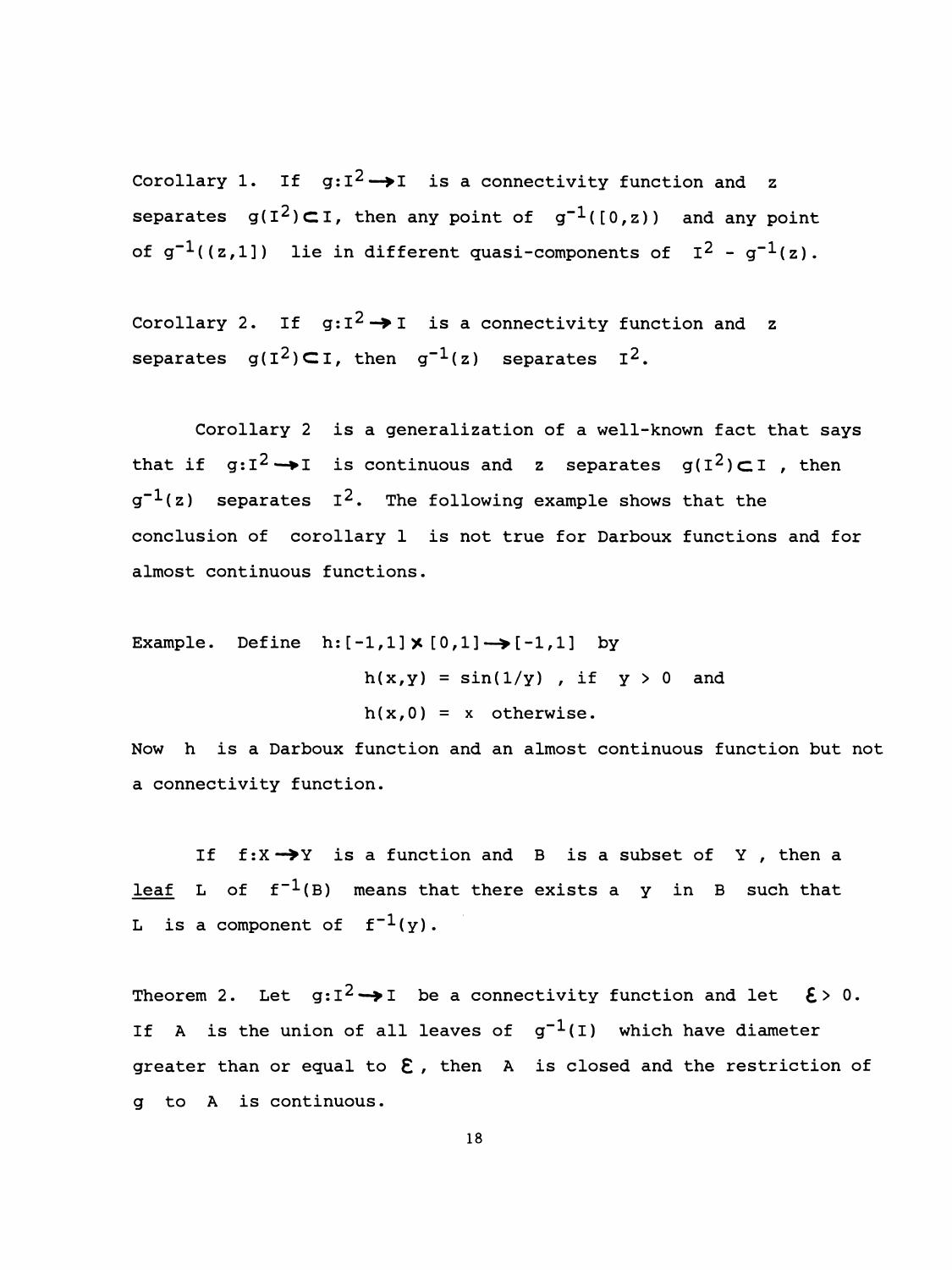Corollary 1. If $g:I^2 \to I$ is a connectivity function and $z$ separates $g(I^2) \subset I$, then any point of $g^{-1}([0,z))$ and any point of $g^{-1}((z,1])$ lie in different quasi-components of $I^2 - g^{-1}(z)$.

Corollary 2. If $g:I^2 \to I$ is a connectivity function and $z$ separates $g(I^2) \subset I$, then $g^{-1}(z)$ separates $I^2$.

Corollary 2 is a generalization of a well-known fact that says that if $g:I^2 \to I$ is continuous and $z$ separates $g(I^2) \subset I$, then $g^{-1}(z)$ separates $I^2$. The following example shows that the conclusion of corollary 1 is not true for Darboux functions and for almost continuous functions.

Example. Define $h:[-1,1] \times [0,1] \to [-1,1]$ by

$$h(x,y) = \sin(1/y) \text{ , if } y > 0 \text{ and}$$
$$h(x,0) = x \text{ otherwise.}$$

Now $h$ is a Darboux function and an almost continuous function but not a connectivity function.

If $f:X \to Y$ is a function and $B$ is a subset of $Y$, then a <u>leaf</u> $L$ of $f^{-1}(B)$ means that there exists a $y$ in $B$ such that $L$ is a component of $f^{-1}(y)$.

Theorem 2. Let $g:I^2 \to I$ be a connectivity function and let $\varepsilon > 0$. If $A$ is the union of all leaves of $g^{-1}(I)$ which have diameter greater than or equal to $\varepsilon$, then $A$ is closed and the restriction of $g$ to $A$ is continuous.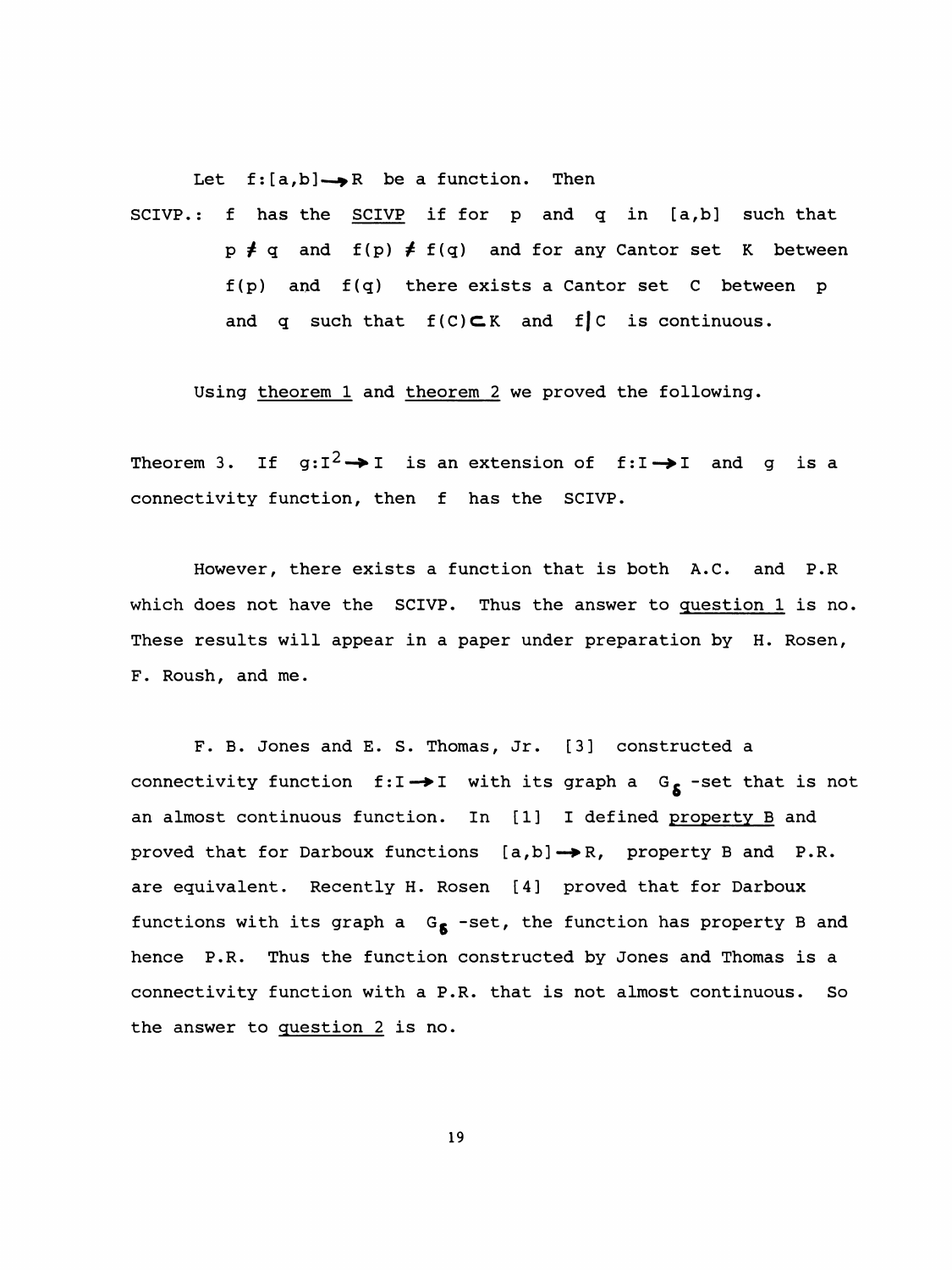Let $f:[a,b] \to R$ be a function. Then

SCIVP.: $f$ has the <u>SCIVP</u> if for $p$ and $q$ in $[a,b]$ such that $p \neq q$ and $f(p) \neq f(q)$ and for any Cantor set $K$ between $f(p)$ and $f(q)$ there exists a Cantor set $C$ between $p$ and $q$ such that $f(C) \subset K$ and $f|C$ is continuous.

Using <u>theorem 1</u> and <u>theorem 2</u> we proved the following.

Theorem 3. If $g:I^2 \to I$ is an extension of $f:I \to I$ and $g$ is a connectivity function, then $f$ has the SCIVP.

However, there exists a function that is both A.C. and P.R which does not have the SCIVP. Thus the answer to <u>question 1</u> is no. These results will appear in a paper under preparation by H. Rosen, F. Roush, and me.

F. B. Jones and E. S. Thomas, Jr. [3] constructed a connectivity function $f:I \to I$ with its graph a $G_\delta$-set that is not an almost continuous function. In [1] I defined <u>property B</u> and proved that for Darboux functions $[a,b] \to R$, property B and P.R. are equivalent. Recently H. Rosen [4] proved that for Darboux functions with its graph a $G_\delta$-set, the function has property B and hence P.R. Thus the function constructed by Jones and Thomas is a connectivity function with a P.R. that is not almost continuous. So the answer to <u>question 2</u> is no.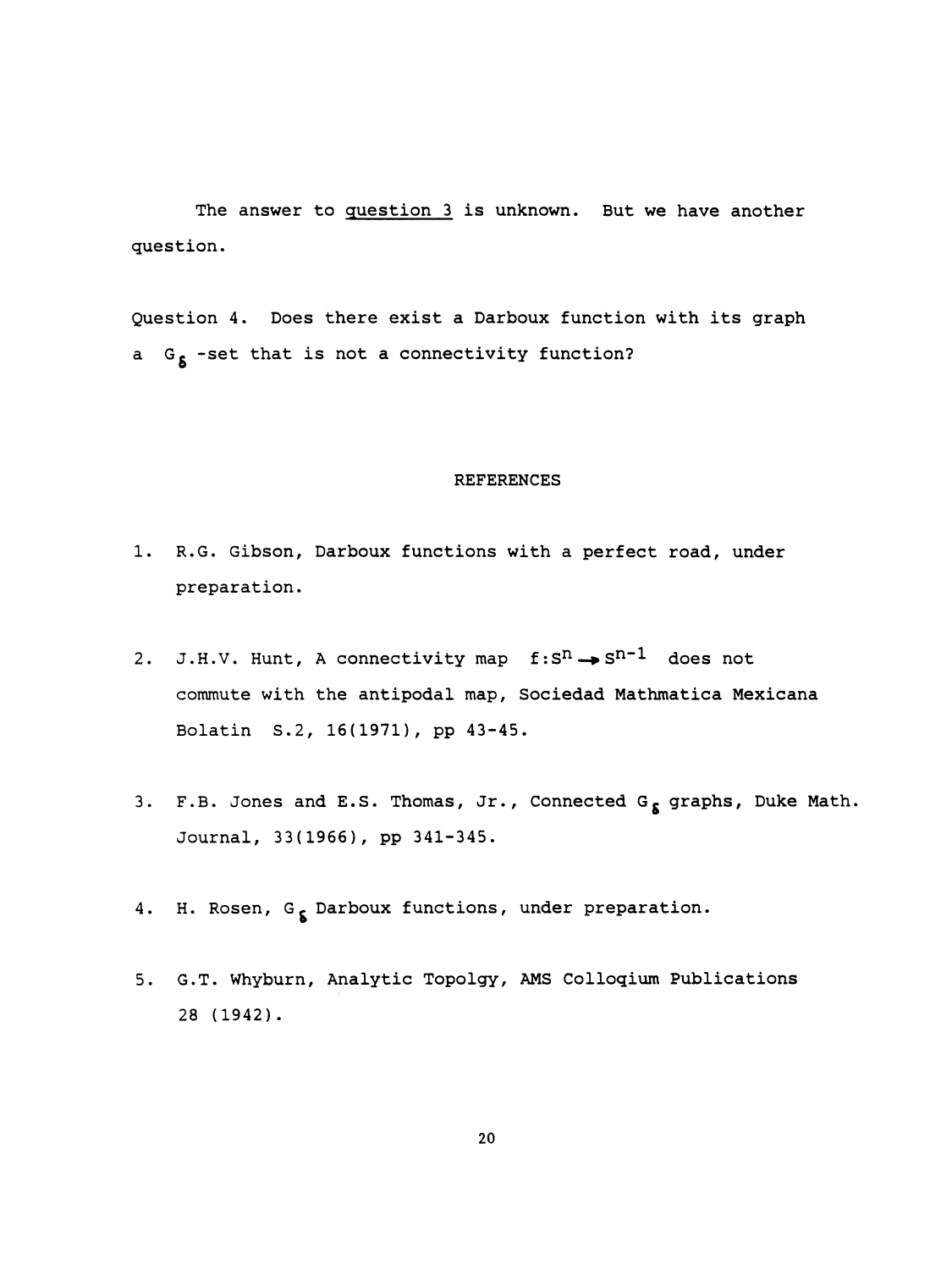The answer to question 3 is unknown. But we have another question.

Question 4. Does there exist a Darboux function with its graph a $G_\delta$ -set that is not a connectivity function?

## REFERENCES

1. R.G. Gibson, Darboux functions with a perfect road, under preparation.

2. J.H.V. Hunt, A connectivity map $f:S^n \to S^{n-1}$ does not commute with the antipodal map, Sociedad Mathmatica Mexicana Bolatin S.2, 16(1971), pp 43-45.

3. F.B. Jones and E.S. Thomas, Jr., Connected $G_\delta$ graphs, Duke Math. Journal, 33(1966), pp 341-345.

4. H. Rosen, $G_\delta$ Darboux functions, under preparation.

5. G.T. Whyburn, Analytic Topolgy, AMS Colloqium Publications 28 (1942).